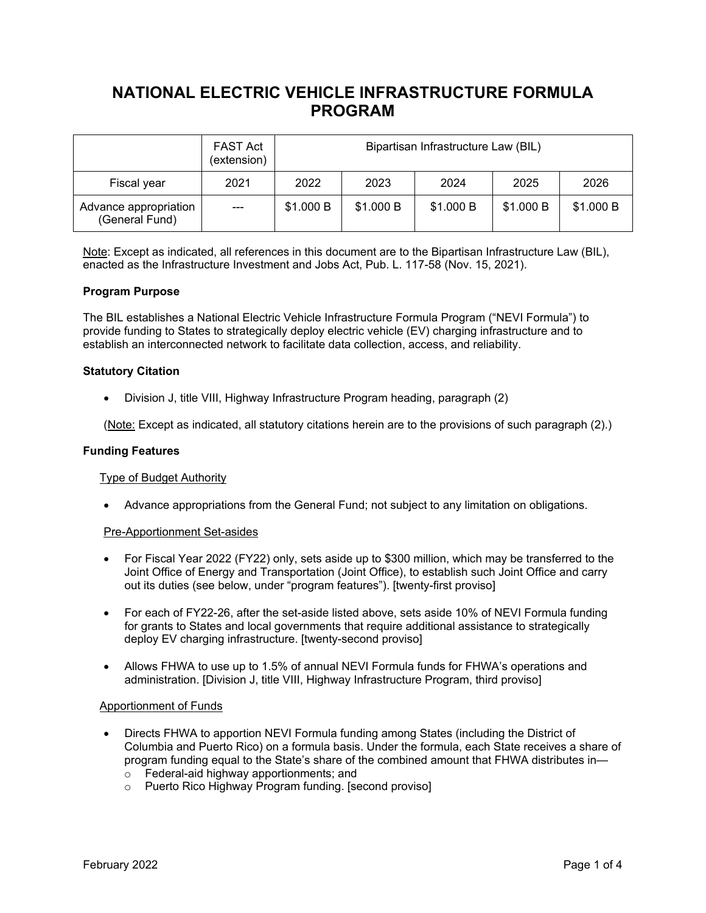# NATIONAL ELECTRIC VEHICLE INFRASTRUCTURE FORMULA PROGRAM

| | FAST Act (extension) | Bipartisan Infrastructure Law (BIL) | | | | |
|---|---|---|---|---|---|---|
| Fiscal year | 2021 | 2022 | 2023 | 2024 | 2025 | 2026 |
| Advance appropriation (General Fund) | --- | $1.000 B | $1.000 B | $1.000 B | $1.000 B | $1.000 B |

Note: Except as indicated, all references in this document are to the Bipartisan Infrastructure Law (BIL), enacted as the Infrastructure Investment and Jobs Act, Pub. L. 117-58 (Nov. 15, 2021).

**Program Purpose**

The BIL establishes a National Electric Vehicle Infrastructure Formula Program ("NEVI Formula") to provide funding to States to strategically deploy electric vehicle (EV) charging infrastructure and to establish an interconnected network to facilitate data collection, access, and reliability.

**Statutory Citation**

- Division J, title VIII, Highway Infrastructure Program heading, paragraph (2)

(Note: Except as indicated, all statutory citations herein are to the provisions of such paragraph (2).)

**Funding Features**

Type of Budget Authority

- Advance appropriations from the General Fund; not subject to any limitation on obligations.

Pre-Apportionment Set-asides

- For Fiscal Year 2022 (FY22) only, sets aside up to $300 million, which may be transferred to the Joint Office of Energy and Transportation (Joint Office), to establish such Joint Office and carry out its duties (see below, under "program features"). [twenty-first proviso]
- For each of FY22-26, after the set-aside listed above, sets aside 10% of NEVI Formula funding for grants to States and local governments that require additional assistance to strategically deploy EV charging infrastructure. [twenty-second proviso]
- Allows FHWA to use up to 1.5% of annual NEVI Formula funds for FHWA's operations and administration. [Division J, title VIII, Highway Infrastructure Program, third proviso]

Apportionment of Funds

- Directs FHWA to apportion NEVI Formula funding among States (including the District of Columbia and Puerto Rico) on a formula basis. Under the formula, each State receives a share of program funding equal to the State's share of the combined amount that FHWA distributes in—
  - Federal-aid highway apportionments; and
  - Puerto Rico Highway Program funding. [second proviso]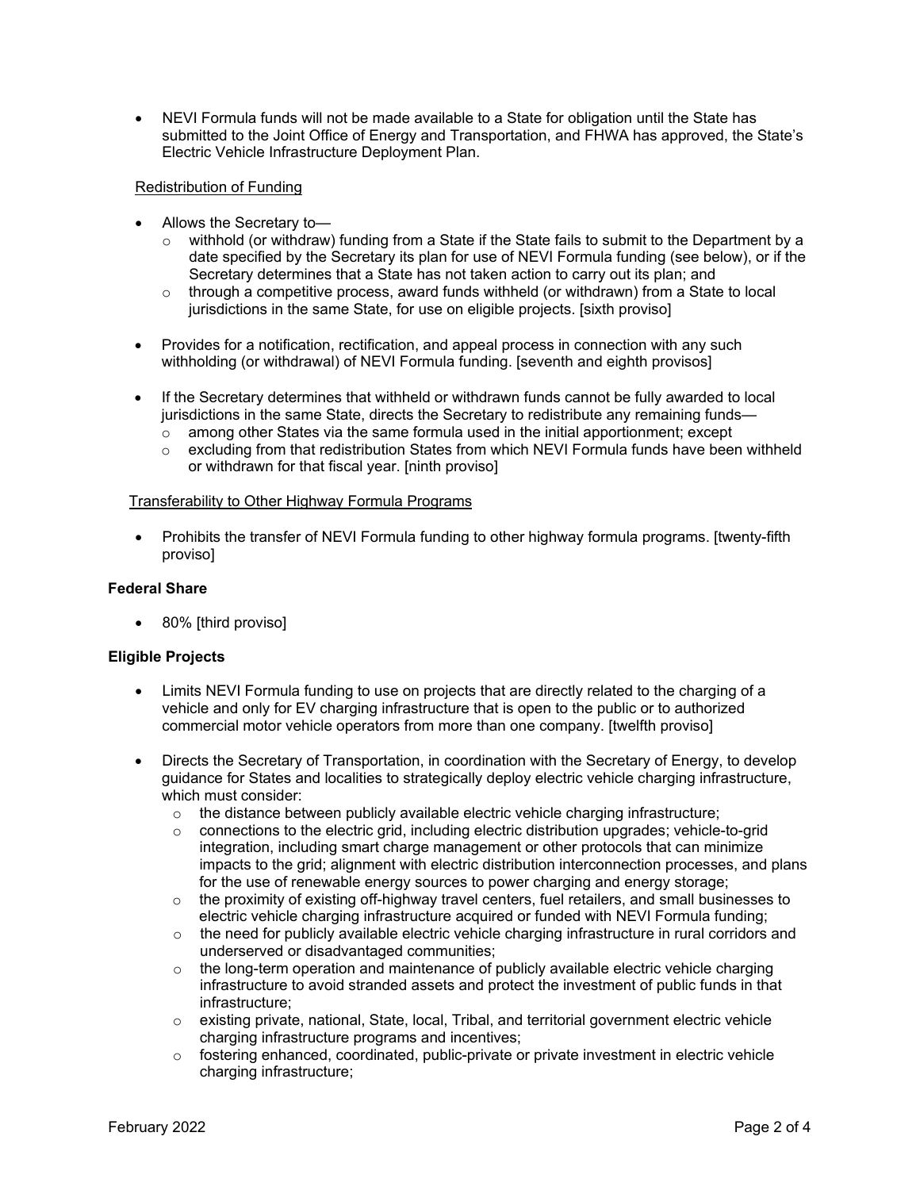- NEVI Formula funds will not be made available to a State for obligation until the State has submitted to the Joint Office of Energy and Transportation, and FHWA has approved, the State's Electric Vehicle Infrastructure Deployment Plan.

Redistribution of Funding

- Allows the Secretary to—
  - withhold (or withdraw) funding from a State if the State fails to submit to the Department by a date specified by the Secretary its plan for use of NEVI Formula funding (see below), or if the Secretary determines that a State has not taken action to carry out its plan; and
  - through a competitive process, award funds withheld (or withdrawn) from a State to local jurisdictions in the same State, for use on eligible projects. [sixth proviso]
- Provides for a notification, rectification, and appeal process in connection with any such withholding (or withdrawal) of NEVI Formula funding. [seventh and eighth provisos]
- If the Secretary determines that withheld or withdrawn funds cannot be fully awarded to local jurisdictions in the same State, directs the Secretary to redistribute any remaining funds—
  - among other States via the same formula used in the initial apportionment; except
  - excluding from that redistribution States from which NEVI Formula funds have been withheld or withdrawn for that fiscal year. [ninth proviso]

Transferability to Other Highway Formula Programs

- Prohibits the transfer of NEVI Formula funding to other highway formula programs. [twenty-fifth proviso]

**Federal Share**

- 80% [third proviso]

**Eligible Projects**

- Limits NEVI Formula funding to use on projects that are directly related to the charging of a vehicle and only for EV charging infrastructure that is open to the public or to authorized commercial motor vehicle operators from more than one company. [twelfth proviso]
- Directs the Secretary of Transportation, in coordination with the Secretary of Energy, to develop guidance for States and localities to strategically deploy electric vehicle charging infrastructure, which must consider:
  - the distance between publicly available electric vehicle charging infrastructure;
  - connections to the electric grid, including electric distribution upgrades; vehicle-to-grid integration, including smart charge management or other protocols that can minimize impacts to the grid; alignment with electric distribution interconnection processes, and plans for the use of renewable energy sources to power charging and energy storage;
  - the proximity of existing off-highway travel centers, fuel retailers, and small businesses to electric vehicle charging infrastructure acquired or funded with NEVI Formula funding;
  - the need for publicly available electric vehicle charging infrastructure in rural corridors and underserved or disadvantaged communities;
  - the long-term operation and maintenance of publicly available electric vehicle charging infrastructure to avoid stranded assets and protect the investment of public funds in that infrastructure;
  - existing private, national, State, local, Tribal, and territorial government electric vehicle charging infrastructure programs and incentives;
  - fostering enhanced, coordinated, public-private or private investment in electric vehicle charging infrastructure;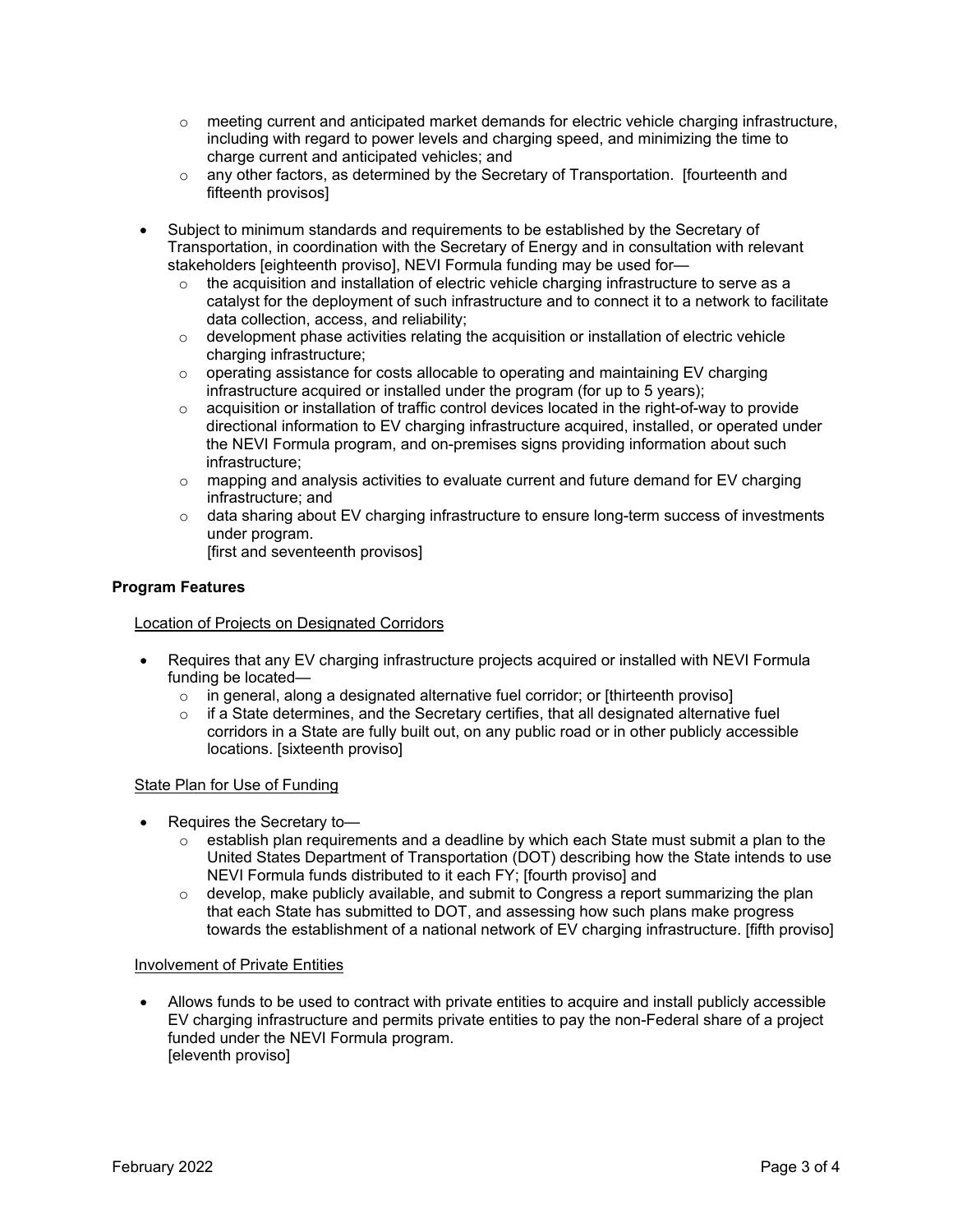- meeting current and anticipated market demands for electric vehicle charging infrastructure, including with regard to power levels and charging speed, and minimizing the time to charge current and anticipated vehicles; and
  - any other factors, as determined by the Secretary of Transportation. [fourteenth and fifteenth provisos]

- Subject to minimum standards and requirements to be established by the Secretary of Transportation, in coordination with the Secretary of Energy and in consultation with relevant stakeholders [eighteenth proviso], NEVI Formula funding may be used for—
  - the acquisition and installation of electric vehicle charging infrastructure to serve as a catalyst for the deployment of such infrastructure and to connect it to a network to facilitate data collection, access, and reliability;
  - development phase activities relating the acquisition or installation of electric vehicle charging infrastructure;
  - operating assistance for costs allocable to operating and maintaining EV charging infrastructure acquired or installed under the program (for up to 5 years);
  - acquisition or installation of traffic control devices located in the right-of-way to provide directional information to EV charging infrastructure acquired, installed, or operated under the NEVI Formula program, and on-premises signs providing information about such infrastructure;
  - mapping and analysis activities to evaluate current and future demand for EV charging infrastructure; and
  - data sharing about EV charging infrastructure to ensure long-term success of investments under program.
    [first and seventeenth provisos]

**Program Features**

Location of Projects on Designated Corridors

- Requires that any EV charging infrastructure projects acquired or installed with NEVI Formula funding be located—
  - in general, along a designated alternative fuel corridor; or [thirteenth proviso]
  - if a State determines, and the Secretary certifies, that all designated alternative fuel corridors in a State are fully built out, on any public road or in other publicly accessible locations. [sixteenth proviso]

State Plan for Use of Funding

- Requires the Secretary to—
  - establish plan requirements and a deadline by which each State must submit a plan to the United States Department of Transportation (DOT) describing how the State intends to use NEVI Formula funds distributed to it each FY; [fourth proviso] and
  - develop, make publicly available, and submit to Congress a report summarizing the plan that each State has submitted to DOT, and assessing how such plans make progress towards the establishment of a national network of EV charging infrastructure. [fifth proviso]

Involvement of Private Entities

- Allows funds to be used to contract with private entities to acquire and install publicly accessible EV charging infrastructure and permits private entities to pay the non-Federal share of a project funded under the NEVI Formula program.
  [eleventh proviso]

February 2022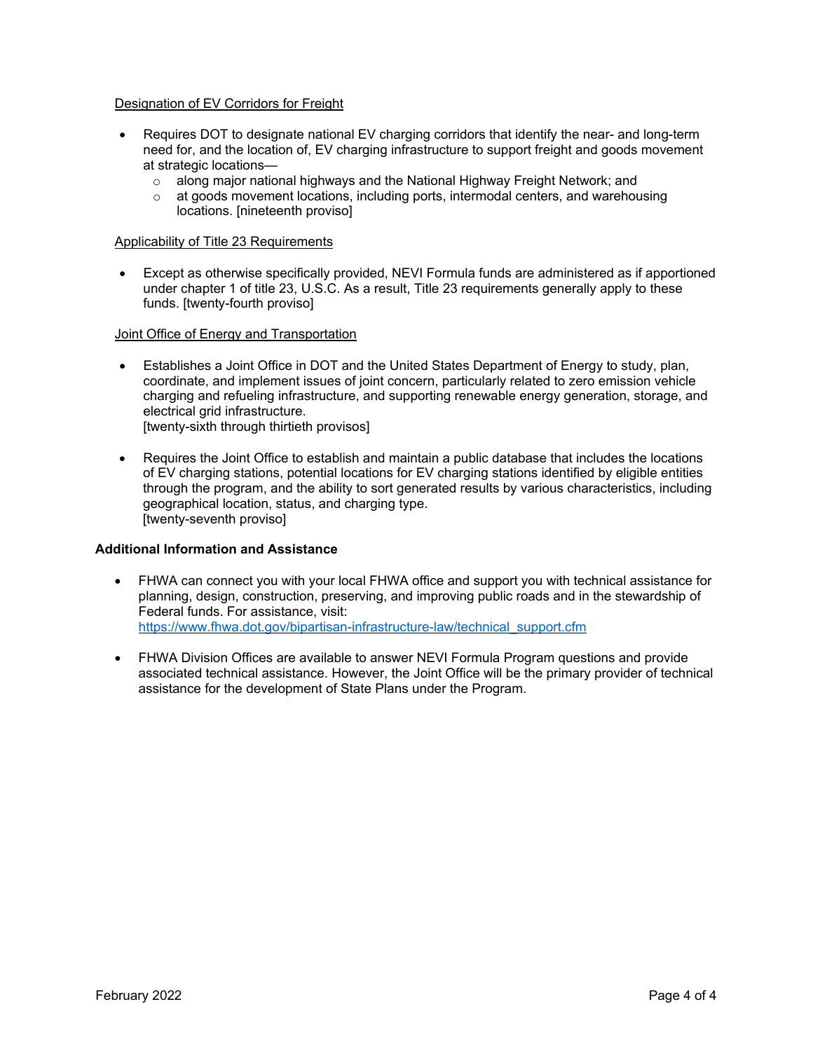Designation of EV Corridors for Freight

- Requires DOT to designate national EV charging corridors that identify the near- and long-term need for, and the location of, EV charging infrastructure to support freight and goods movement at strategic locations—
  - along major national highways and the National Highway Freight Network; and
  - at goods movement locations, including ports, intermodal centers, and warehousing locations. [nineteenth proviso]

Applicability of Title 23 Requirements

- Except as otherwise specifically provided, NEVI Formula funds are administered as if apportioned under chapter 1 of title 23, U.S.C. As a result, Title 23 requirements generally apply to these funds. [twenty-fourth proviso]

Joint Office of Energy and Transportation

- Establishes a Joint Office in DOT and the United States Department of Energy to study, plan, coordinate, and implement issues of joint concern, particularly related to zero emission vehicle charging and refueling infrastructure, and supporting renewable energy generation, storage, and electrical grid infrastructure.
  [twenty-sixth through thirtieth provisos]

- Requires the Joint Office to establish and maintain a public database that includes the locations of EV charging stations, potential locations for EV charging stations identified by eligible entities through the program, and the ability to sort generated results by various characteristics, including geographical location, status, and charging type.
  [twenty-seventh proviso]

**Additional Information and Assistance**

- FHWA can connect you with your local FHWA office and support you with technical assistance for planning, design, construction, preserving, and improving public roads and in the stewardship of Federal funds. For assistance, visit:
  https://www.fhwa.dot.gov/bipartisan-infrastructure-law/technical_support.cfm

- FHWA Division Offices are available to answer NEVI Formula Program questions and provide associated technical assistance. However, the Joint Office will be the primary provider of technical assistance for the development of State Plans under the Program.

February 2022